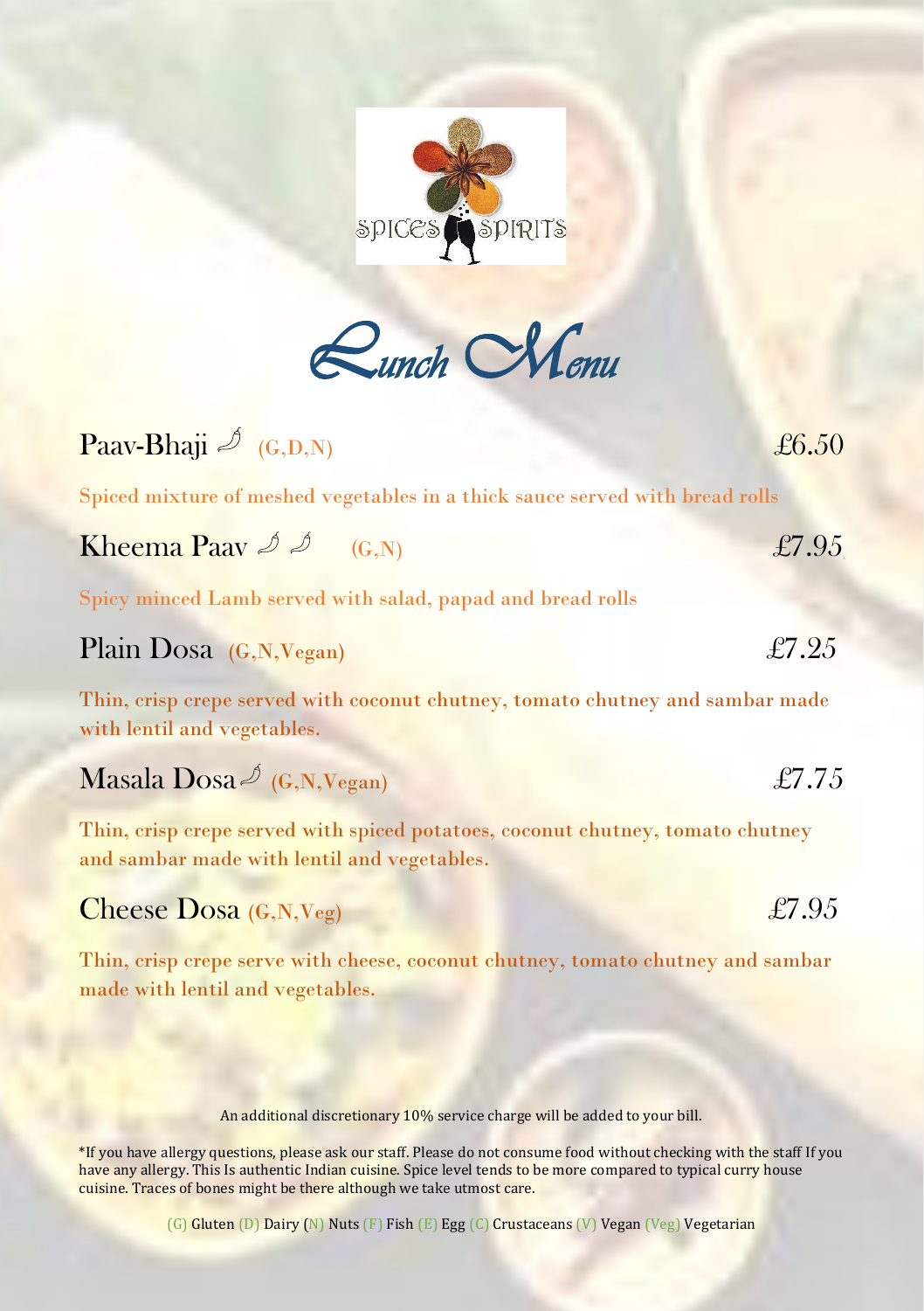SPICES SPIRITS

# Lunch Menu

## Paav-Bhaji 🌶 (G,D,N) — £6.50

Spiced mixture of meshed vegetables in a thick sauce served with bread rolls

## Kheema Paav 🌶 🌶 (G,N) — £7.95

Spicy minced Lamb served with salad, papad and bread rolls

## Plain Dosa (G,N,Vegan) — £7.25

Thin, crisp crepe served with coconut chutney, tomato chutney and sambar made with lentil and vegetables.

## Masala Dosa 🌶 (G,N,Vegan) — £7.75

Thin, crisp crepe served with spiced potatoes, coconut chutney, tomato chutney and sambar made with lentil and vegetables.

## Cheese Dosa (G,N,Veg) — £7.95

Thin, crisp crepe serve with cheese, coconut chutney, tomato chutney and sambar made with lentil and vegetables.

An additional discretionary 10% service charge will be added to your bill.

*If you have allergy questions, please ask our staff. Please do not consume food without checking with the staff If you have any allergy. This Is authentic Indian cuisine. Spice level tends to be more compared to typical curry house cuisine. Traces of bones might be there although we take utmost care.

(G) Gluten (D) Dairy (N) Nuts (F) Fish (E) Egg (C) Crustaceans (V) Vegan (Veg) Vegetarian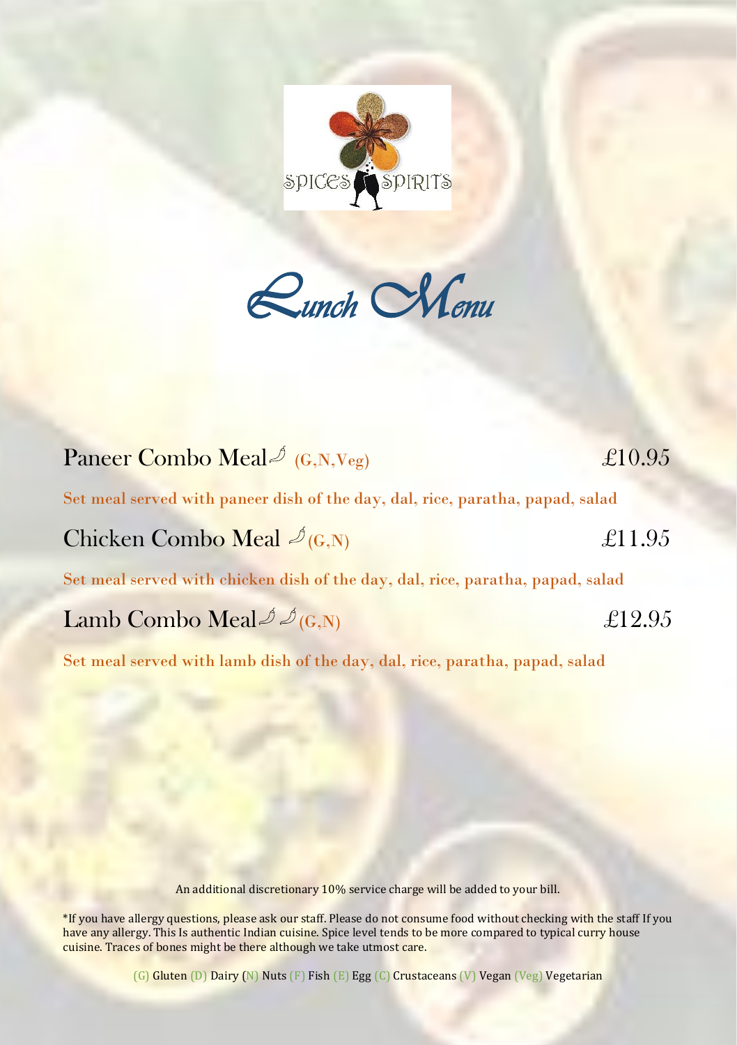SPICES SPIRITS

# Lunch Menu

## Paneer Combo Meal 🌶 (G,N,Veg) £10.95

Set meal served with paneer dish of the day, dal, rice, paratha, papad, salad

## Chicken Combo Meal 🌶 (G,N) £11.95

Set meal served with chicken dish of the day, dal, rice, paratha, papad, salad

## Lamb Combo Meal 🌶🌶 (G,N) £12.95

Set meal served with lamb dish of the day, dal, rice, paratha, papad, salad

An additional discretionary 10% service charge will be added to your bill.

*If you have allergy questions, please ask our staff. Please do not consume food without checking with the staff If you have any allergy. This Is authentic Indian cuisine. Spice level tends to be more compared to typical curry house cuisine. Traces of bones might be there although we take utmost care.

(G) Gluten (D) Dairy (N) Nuts (F) Fish (E) Egg (C) Crustaceans (V) Vegan (Veg) Vegetarian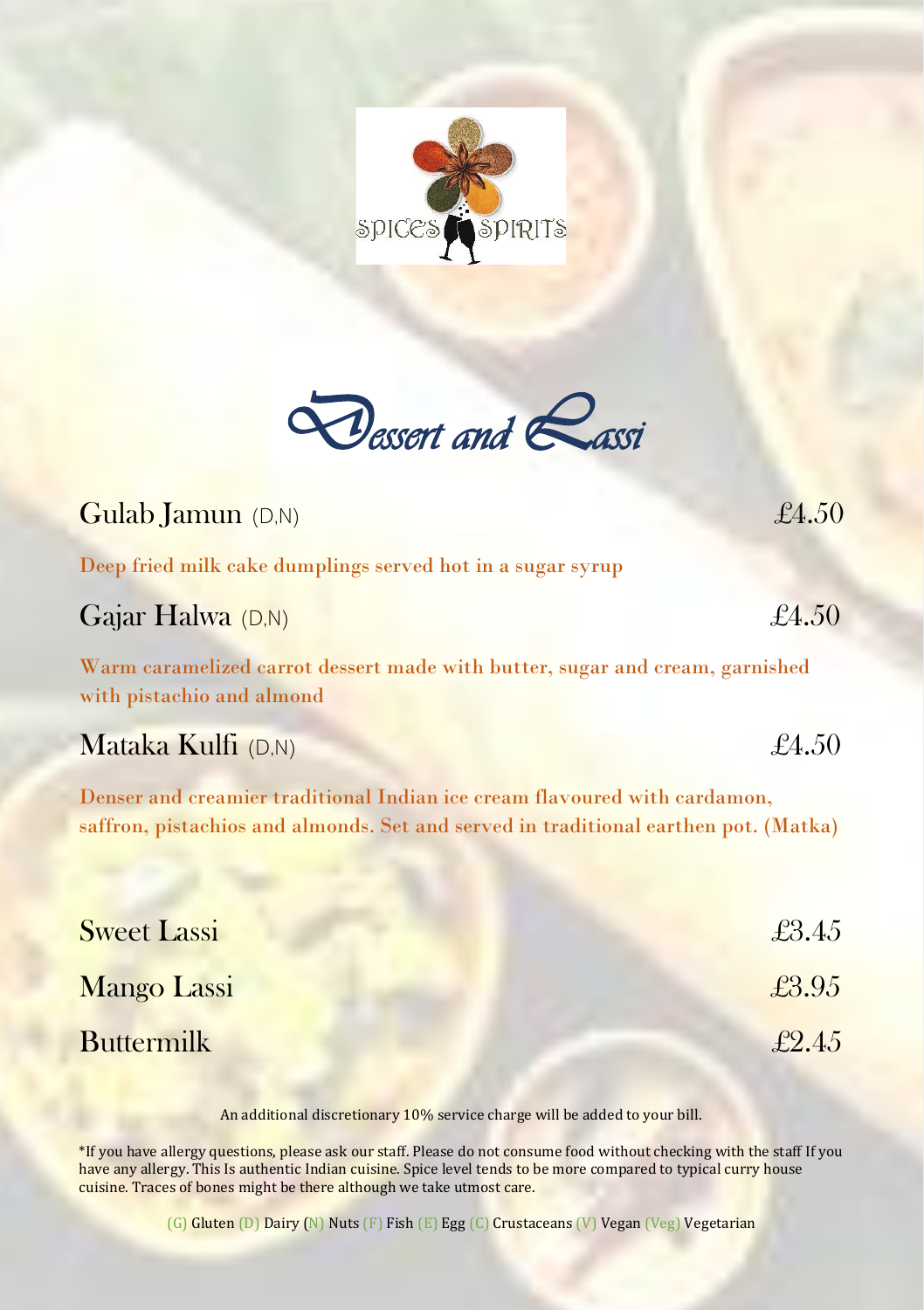# Dessert and Lassi

**Gulab Jamun** (D,N) — £4.50

Deep fried milk cake dumplings served hot in a sugar syrup

**Gajar Halwa** (D,N) — £4.50

Warm caramelized carrot dessert made with butter, sugar and cream, garnished with pistachio and almond

**Mataka Kulfi** (D,N) — £4.50

Denser and creamier traditional Indian ice cream flavoured with cardamon, saffron, pistachios and almonds. Set and served in traditional earthen pot. (Matka)

**Sweet Lassi** — £3.45

**Mango Lassi** — £3.95

**Buttermilk** — £2.45

An additional discretionary 10% service charge will be added to your bill.

*If you have allergy questions, please ask our staff. Please do not consume food without checking with the staff If you have any allergy. This Is authentic Indian cuisine. Spice level tends to be more compared to typical curry house cuisine. Traces of bones might be there although we take utmost care.

(G) Gluten (D) Dairy (N) Nuts (F) Fish (E) Egg (C) Crustaceans (V) Vegan (Veg) Vegetarian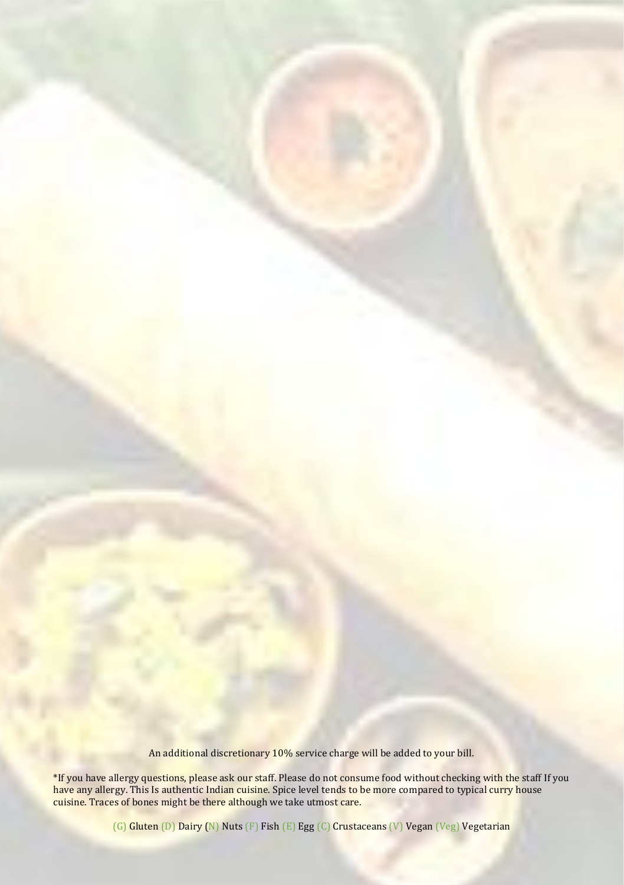An additional discretionary 10% service charge will be added to your bill.

*If you have allergy questions, please ask our staff. Please do not consume food without checking with the staff If you have any allergy. This Is authentic Indian cuisine. Spice level tends to be more compared to typical curry house cuisine. Traces of bones might be there although we take utmost care.

(G) Gluten (D) Dairy (N) Nuts (F) Fish (E) Egg (C) Crustaceans (V) Vegan (Veg) Vegetarian